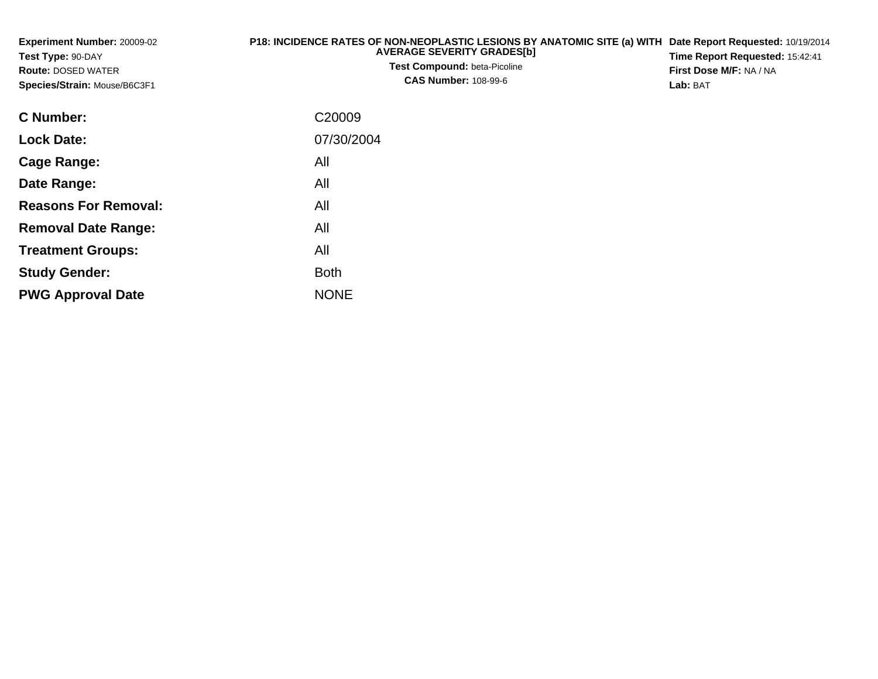**Experiment Number:** 20009-02
**Test Type:** 90-DAY
**Route:** DOSED WATER
**Species/Strain:** Mouse/B6C3F1

**P18: INCIDENCE RATES OF NON-NEOPLASTIC LESIONS BY ANATOMIC SITE (a) WITH AVERAGE SEVERITY GRADES[b]**
**Test Compound:** beta-Picoline
**CAS Number:** 108-99-6

**Date Report Requested:** 10/19/2014
**Time Report Requested:** 15:42:41
**First Dose M/F:** NA / NA
**Lab:** BAT

| | |
|---|---|
| **C Number:** | C20009 |
| **Lock Date:** | 07/30/2004 |
| **Cage Range:** | All |
| **Date Range:** | All |
| **Reasons For Removal:** | All |
| **Removal Date Range:** | All |
| **Treatment Groups:** | All |
| **Study Gender:** | Both |
| **PWG Approval Date** | NONE |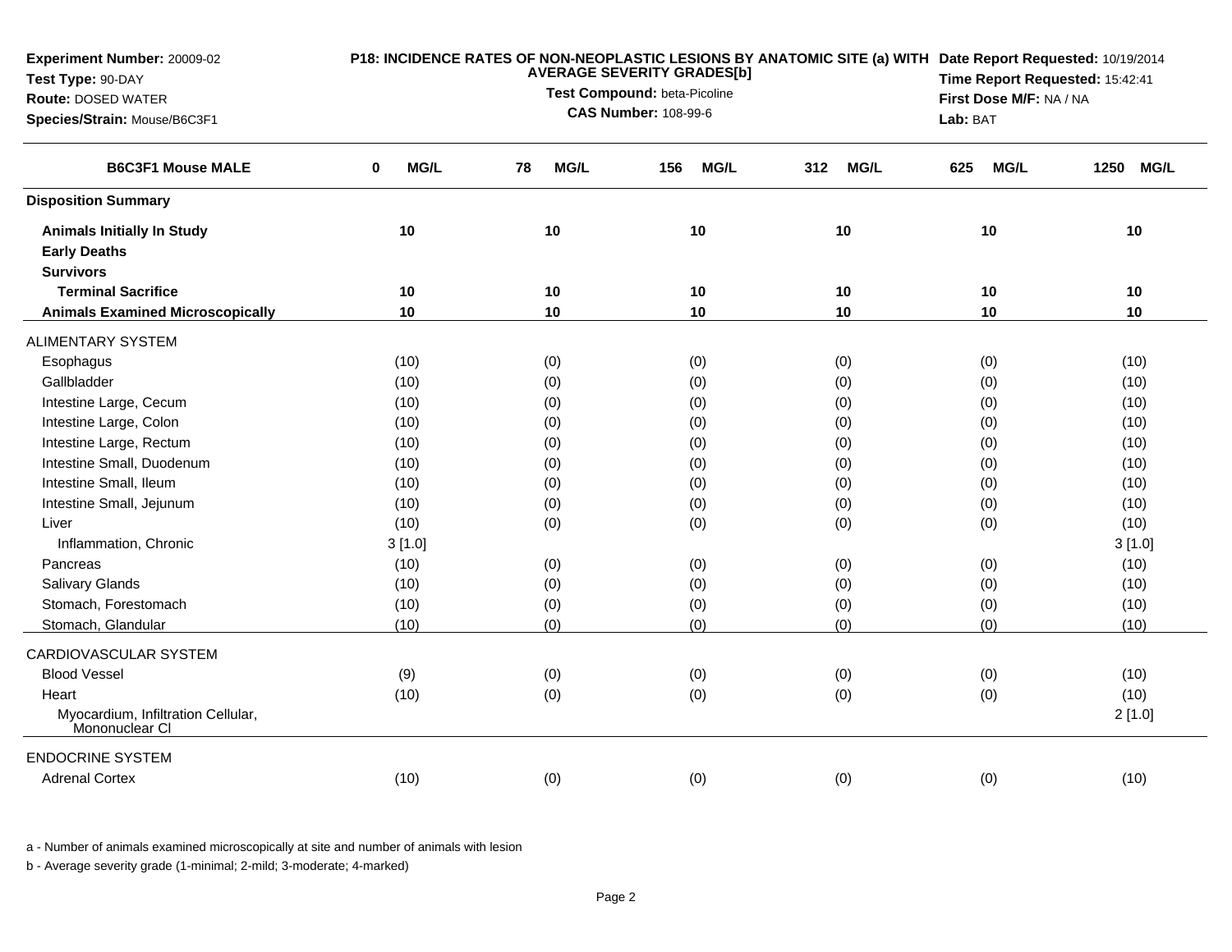**Experiment Number:** 20009-02
**Test Type:** 90-DAY
**Route:** DOSED WATER
**Species/Strain:** Mouse/B6C3F1

**P18: INCIDENCE RATES OF NON-NEOPLASTIC LESIONS BY ANATOMIC SITE (a) WITH AVERAGE SEVERITY GRADES[b]**
**Test Compound:** beta-Picoline
**CAS Number:** 108-99-6

**Date Report Requested:** 10/19/2014
**Time Report Requested:** 15:42:41
**First Dose M/F:** NA / NA
**Lab:** BAT

| B6C3F1 Mouse MALE | 0 MG/L | 78 MG/L | 156 MG/L | 312 MG/L | 625 MG/L | 1250 MG/L |
|---|---|---|---|---|---|---|
| **Disposition Summary** | | | | | | |
| **Animals Initially In Study** | 10 | 10 | 10 | 10 | 10 | 10 |
| **Early Deaths** | | | | | | |
| **Survivors** | | | | | | |
| **Terminal Sacrifice** | 10 | 10 | 10 | 10 | 10 | 10 |
| **Animals Examined Microscopically** | 10 | 10 | 10 | 10 | 10 | 10 |
| ALIMENTARY SYSTEM | | | | | | |
| Esophagus | (10) | (0) | (0) | (0) | (0) | (10) |
| Gallbladder | (10) | (0) | (0) | (0) | (0) | (10) |
| Intestine Large, Cecum | (10) | (0) | (0) | (0) | (0) | (10) |
| Intestine Large, Colon | (10) | (0) | (0) | (0) | (0) | (10) |
| Intestine Large, Rectum | (10) | (0) | (0) | (0) | (0) | (10) |
| Intestine Small, Duodenum | (10) | (0) | (0) | (0) | (0) | (10) |
| Intestine Small, Ileum | (10) | (0) | (0) | (0) | (0) | (10) |
| Intestine Small, Jejunum | (10) | (0) | (0) | (0) | (0) | (10) |
| Liver | (10) | (0) | (0) | (0) | (0) | (10) |
| Inflammation, Chronic | 3 [1.0] | | | | | 3 [1.0] |
| Pancreas | (10) | (0) | (0) | (0) | (0) | (10) |
| Salivary Glands | (10) | (0) | (0) | (0) | (0) | (10) |
| Stomach, Forestomach | (10) | (0) | (0) | (0) | (0) | (10) |
| Stomach, Glandular | (10) | (0) | (0) | (0) | (0) | (10) |
| CARDIOVASCULAR SYSTEM | | | | | | |
| Blood Vessel | (9) | (0) | (0) | (0) | (0) | (10) |
| Heart | (10) | (0) | (0) | (0) | (0) | (10) |
| Myocardium, Infiltration Cellular, Mononuclear Cl | | | | | | 2 [1.0] |
| ENDOCRINE SYSTEM | | | | | | |
| Adrenal Cortex | (10) | (0) | (0) | (0) | (0) | (10) |

a - Number of animals examined microscopically at site and number of animals with lesion

b - Average severity grade (1-minimal; 2-mild; 3-moderate; 4-marked)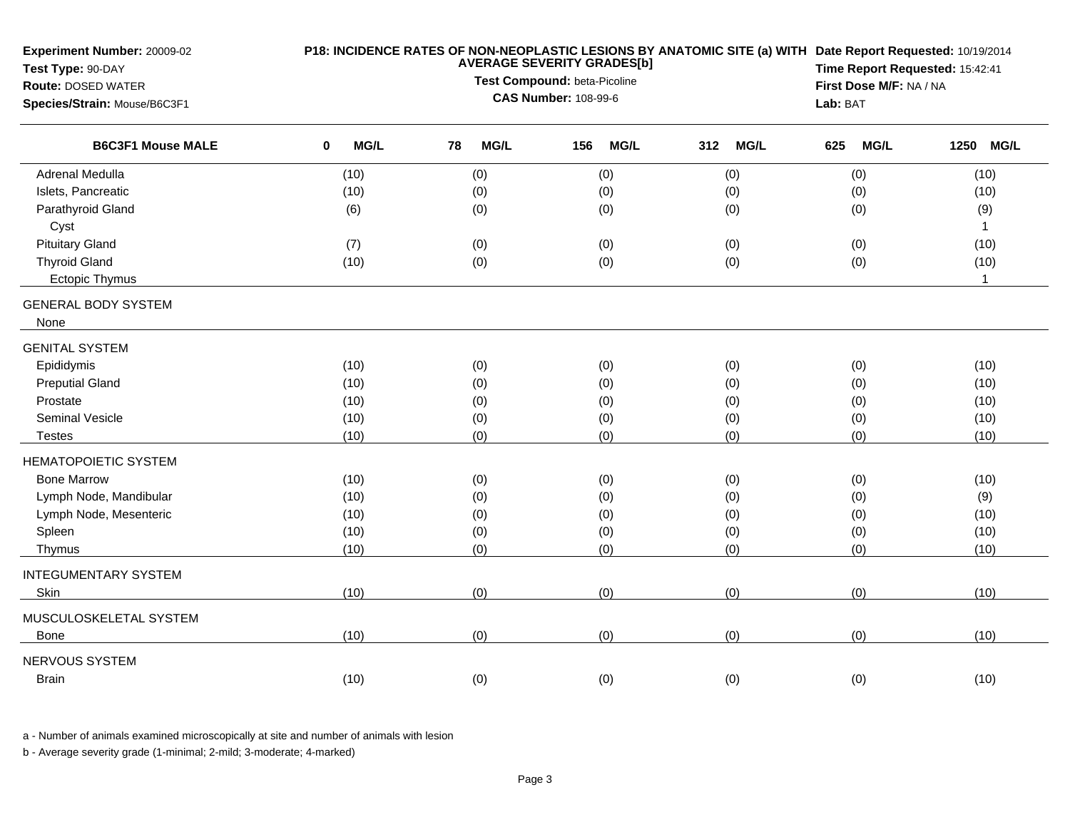**Experiment Number:** 20009-02
**Test Type:** 90-DAY
**Route:** DOSED WATER
**Species/Strain:** Mouse/B6C3F1

**P18: INCIDENCE RATES OF NON-NEOPLASTIC LESIONS BY ANATOMIC SITE (a) WITH AVERAGE SEVERITY GRADES[b]**
**Test Compound:** beta-Picoline
**CAS Number:** 108-99-6

**Date Report Requested:** 10/19/2014
**Time Report Requested:** 15:42:41
**First Dose M/F:** NA / NA
**Lab:** BAT

| B6C3F1 Mouse MALE | 0 MG/L | 78 MG/L | 156 MG/L | 312 MG/L | 625 MG/L | 1250 MG/L |
|---|---|---|---|---|---|---|
| Adrenal Medulla | (10) | (0) | (0) | (0) | (0) | (10) |
| Islets, Pancreatic | (10) | (0) | (0) | (0) | (0) | (10) |
| Parathyroid Gland | (6) | (0) | (0) | (0) | (0) | (9) |
| Cyst | | | | | | 1 |
| Pituitary Gland | (7) | (0) | (0) | (0) | (0) | (10) |
| Thyroid Gland | (10) | (0) | (0) | (0) | (0) | (10) |
| Ectopic Thymus | | | | | | 1 |
| GENERAL BODY SYSTEM | | | | | | |
| None | | | | | | |
| GENITAL SYSTEM | | | | | | |
| Epididymis | (10) | (0) | (0) | (0) | (0) | (10) |
| Preputial Gland | (10) | (0) | (0) | (0) | (0) | (10) |
| Prostate | (10) | (0) | (0) | (0) | (0) | (10) |
| Seminal Vesicle | (10) | (0) | (0) | (0) | (0) | (10) |
| Testes | (10) | (0) | (0) | (0) | (0) | (10) |
| HEMATOPOIETIC SYSTEM | | | | | | |
| Bone Marrow | (10) | (0) | (0) | (0) | (0) | (10) |
| Lymph Node, Mandibular | (10) | (0) | (0) | (0) | (0) | (9) |
| Lymph Node, Mesenteric | (10) | (0) | (0) | (0) | (0) | (10) |
| Spleen | (10) | (0) | (0) | (0) | (0) | (10) |
| Thymus | (10) | (0) | (0) | (0) | (0) | (10) |
| INTEGUMENTARY SYSTEM | | | | | | |
| Skin | (10) | (0) | (0) | (0) | (0) | (10) |
| MUSCULOSKELETAL SYSTEM | | | | | | |
| Bone | (10) | (0) | (0) | (0) | (0) | (10) |
| NERVOUS SYSTEM | | | | | | |
| Brain | (10) | (0) | (0) | (0) | (0) | (10) |

a - Number of animals examined microscopically at site and number of animals with lesion

b - Average severity grade (1-minimal; 2-mild; 3-moderate; 4-marked)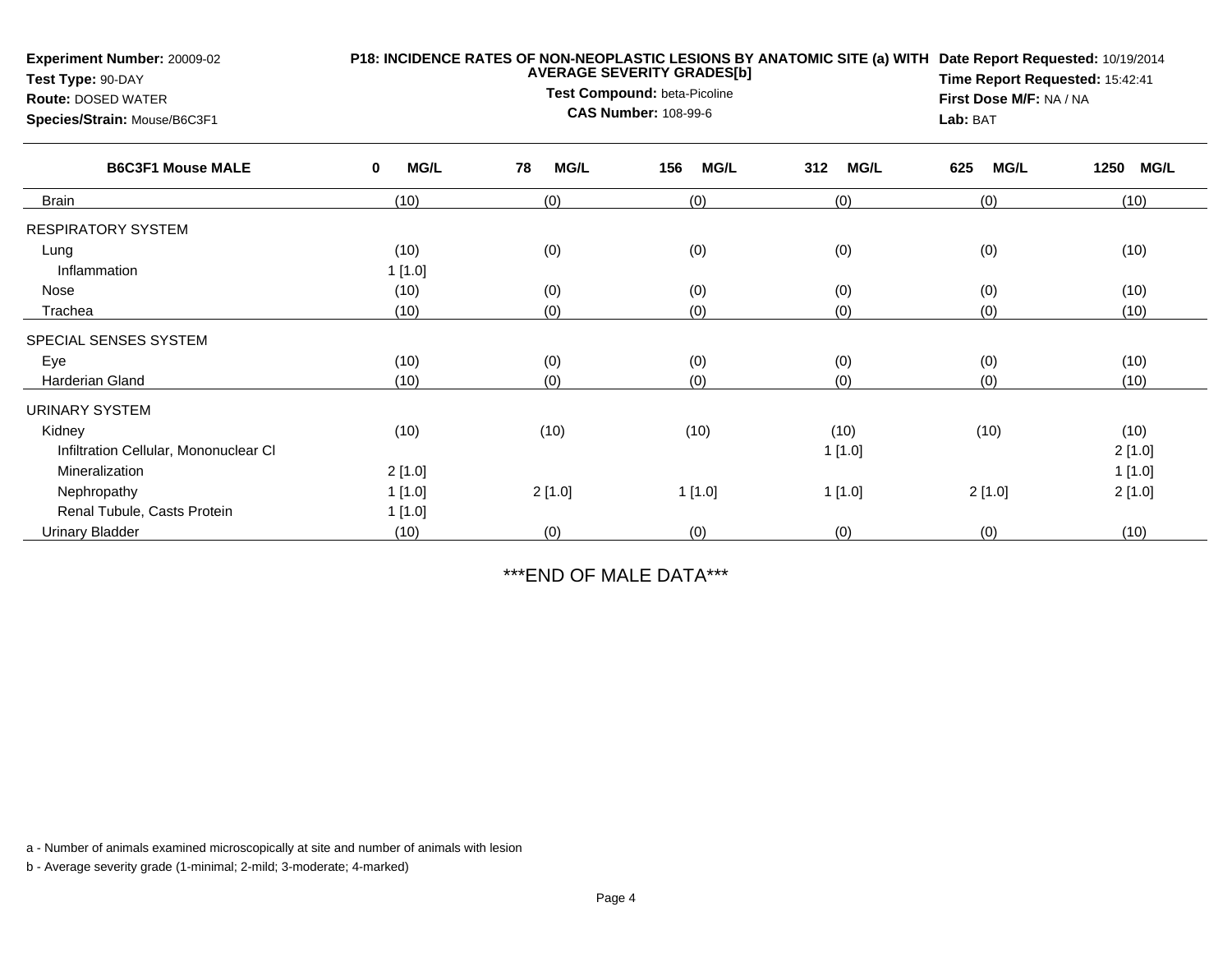**Experiment Number:** 20009-02
**Test Type:** 90-DAY
**Route:** DOSED WATER
**Species/Strain:** Mouse/B6C3F1

**P18: INCIDENCE RATES OF NON-NEOPLASTIC LESIONS BY ANATOMIC SITE (a) WITH AVERAGE SEVERITY GRADES[b]**
**Test Compound:** beta-Picoline
**CAS Number:** 108-99-6

**Date Report Requested:** 10/19/2014
**Time Report Requested:** 15:42:41
**First Dose M/F:** NA / NA
**Lab:** BAT

| B6C3F1 Mouse MALE | 0 MG/L | 78 MG/L | 156 MG/L | 312 MG/L | 625 MG/L | 1250 MG/L |
|---|---|---|---|---|---|---|
| Brain | (10) | (0) | (0) | (0) | (0) | (10) |
| RESPIRATORY SYSTEM | | | | | | |
| Lung | (10) | (0) | (0) | (0) | (0) | (10) |
| Inflammation | 1 [1.0] | | | | | |
| Nose | (10) | (0) | (0) | (0) | (0) | (10) |
| Trachea | (10) | (0) | (0) | (0) | (0) | (10) |
| SPECIAL SENSES SYSTEM | | | | | | |
| Eye | (10) | (0) | (0) | (0) | (0) | (10) |
| Harderian Gland | (10) | (0) | (0) | (0) | (0) | (10) |
| URINARY SYSTEM | | | | | | |
| Kidney | (10) | (10) | (10) | (10) | (10) | (10) |
| Infiltration Cellular, Mononuclear Cl | | | | 1 [1.0] | | 2 [1.0] |
| Mineralization | 2 [1.0] | | | | | 1 [1.0] |
| Nephropathy | 1 [1.0] | 2 [1.0] | 1 [1.0] | 1 [1.0] | 2 [1.0] | 2 [1.0] |
| Renal Tubule, Casts Protein | 1 [1.0] | | | | | |
| Urinary Bladder | (10) | (0) | (0) | (0) | (0) | (10) |

***END OF MALE DATA***

a - Number of animals examined microscopically at site and number of animals with lesion

b - Average severity grade (1-minimal; 2-mild; 3-moderate; 4-marked)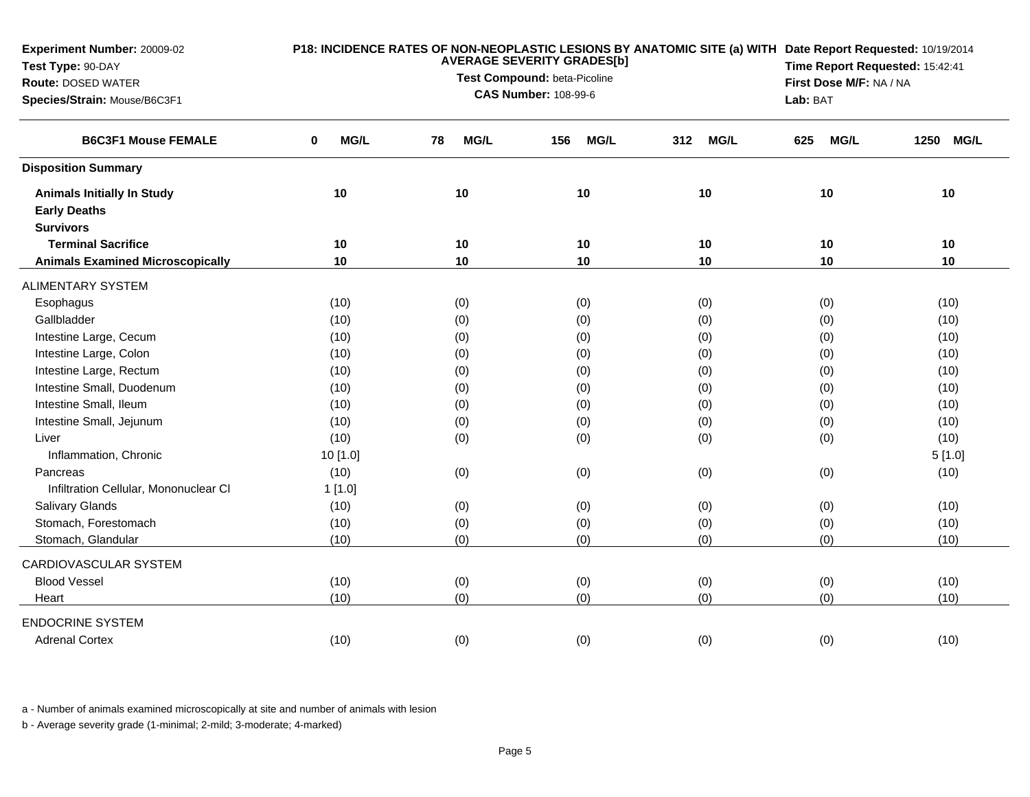**Experiment Number:** 20009-02
**Test Type:** 90-DAY
**Route:** DOSED WATER
**Species/Strain:** Mouse/B6C3F1

**P18: INCIDENCE RATES OF NON-NEOPLASTIC LESIONS BY ANATOMIC SITE (a) WITH AVERAGE SEVERITY GRADES[b]**
**Test Compound:** beta-Picoline
**CAS Number:** 108-99-6

**Date Report Requested:** 10/19/2014
**Time Report Requested:** 15:42:41
**First Dose M/F:** NA / NA
**Lab:** BAT

| B6C3F1 Mouse FEMALE | 0 MG/L | 78 MG/L | 156 MG/L | 312 MG/L | 625 MG/L | 1250 MG/L |
|---|---|---|---|---|---|---|
| **Disposition Summary** | | | | | | |
| **Animals Initially In Study** | 10 | 10 | 10 | 10 | 10 | 10 |
| **Early Deaths** | | | | | | |
| **Survivors** | | | | | | |
| **Terminal Sacrifice** | 10 | 10 | 10 | 10 | 10 | 10 |
| **Animals Examined Microscopically** | 10 | 10 | 10 | 10 | 10 | 10 |
| ALIMENTARY SYSTEM | | | | | | |
| Esophagus | (10) | (0) | (0) | (0) | (0) | (10) |
| Gallbladder | (10) | (0) | (0) | (0) | (0) | (10) |
| Intestine Large, Cecum | (10) | (0) | (0) | (0) | (0) | (10) |
| Intestine Large, Colon | (10) | (0) | (0) | (0) | (0) | (10) |
| Intestine Large, Rectum | (10) | (0) | (0) | (0) | (0) | (10) |
| Intestine Small, Duodenum | (10) | (0) | (0) | (0) | (0) | (10) |
| Intestine Small, Ileum | (10) | (0) | (0) | (0) | (0) | (10) |
| Intestine Small, Jejunum | (10) | (0) | (0) | (0) | (0) | (10) |
| Liver | (10) | (0) | (0) | (0) | (0) | (10) |
| Inflammation, Chronic | 10 [1.0] | | | | | 5 [1.0] |
| Pancreas | (10) | (0) | (0) | (0) | (0) | (10) |
| Infiltration Cellular, Mononuclear Cl | 1 [1.0] | | | | | |
| Salivary Glands | (10) | (0) | (0) | (0) | (0) | (10) |
| Stomach, Forestomach | (10) | (0) | (0) | (0) | (0) | (10) |
| Stomach, Glandular | (10) | (0) | (0) | (0) | (0) | (10) |
| CARDIOVASCULAR SYSTEM | | | | | | |
| Blood Vessel | (10) | (0) | (0) | (0) | (0) | (10) |
| Heart | (10) | (0) | (0) | (0) | (0) | (10) |
| ENDOCRINE SYSTEM | | | | | | |
| Adrenal Cortex | (10) | (0) | (0) | (0) | (0) | (10) |

a - Number of animals examined microscopically at site and number of animals with lesion

b - Average severity grade (1-minimal; 2-mild; 3-moderate; 4-marked)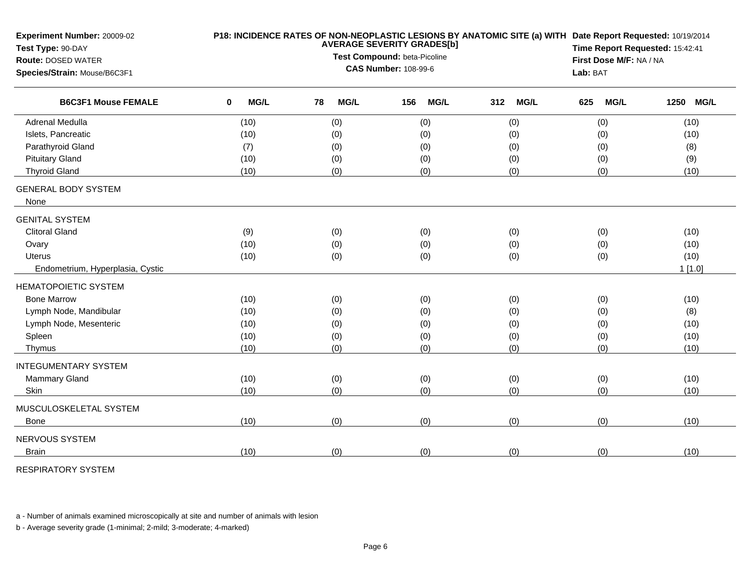**Experiment Number:** 20009-02
**Test Type:** 90-DAY
**Route:** DOSED WATER
**Species/Strain:** Mouse/B6C3F1

**P18: INCIDENCE RATES OF NON-NEOPLASTIC LESIONS BY ANATOMIC SITE (a) WITH AVERAGE SEVERITY GRADES[b]**
**Test Compound:** beta-Picoline
**CAS Number:** 108-99-6

**Date Report Requested:** 10/19/2014
**Time Report Requested:** 15:42:41
**First Dose M/F:** NA / NA
**Lab:** BAT

| B6C3F1 Mouse FEMALE | 0 MG/L | 78 MG/L | 156 MG/L | 312 MG/L | 625 MG/L | 1250 MG/L |
|---|---|---|---|---|---|---|
| Adrenal Medulla | (10) | (0) | (0) | (0) | (0) | (10) |
| Islets, Pancreatic | (10) | (0) | (0) | (0) | (0) | (10) |
| Parathyroid Gland | (7) | (0) | (0) | (0) | (0) | (8) |
| Pituitary Gland | (10) | (0) | (0) | (0) | (0) | (9) |
| Thyroid Gland | (10) | (0) | (0) | (0) | (0) | (10) |
| GENERAL BODY SYSTEM | | | | | | |
| None | | | | | | |
| GENITAL SYSTEM | | | | | | |
| Clitoral Gland | (9) | (0) | (0) | (0) | (0) | (10) |
| Ovary | (10) | (0) | (0) | (0) | (0) | (10) |
| Uterus | (10) | (0) | (0) | (0) | (0) | (10) |
| Endometrium, Hyperplasia, Cystic | | | | | | 1 [1.0] |
| HEMATOPOIETIC SYSTEM | | | | | | |
| Bone Marrow | (10) | (0) | (0) | (0) | (0) | (10) |
| Lymph Node, Mandibular | (10) | (0) | (0) | (0) | (0) | (8) |
| Lymph Node, Mesenteric | (10) | (0) | (0) | (0) | (0) | (10) |
| Spleen | (10) | (0) | (0) | (0) | (0) | (10) |
| Thymus | (10) | (0) | (0) | (0) | (0) | (10) |
| INTEGUMENTARY SYSTEM | | | | | | |
| Mammary Gland | (10) | (0) | (0) | (0) | (0) | (10) |
| Skin | (10) | (0) | (0) | (0) | (0) | (10) |
| MUSCULOSKELETAL SYSTEM | | | | | | |
| Bone | (10) | (0) | (0) | (0) | (0) | (10) |
| NERVOUS SYSTEM | | | | | | |
| Brain | (10) | (0) | (0) | (0) | (0) | (10) |
| RESPIRATORY SYSTEM | | | | | | |

a - Number of animals examined microscopically at site and number of animals with lesion

b - Average severity grade (1-minimal; 2-mild; 3-moderate; 4-marked)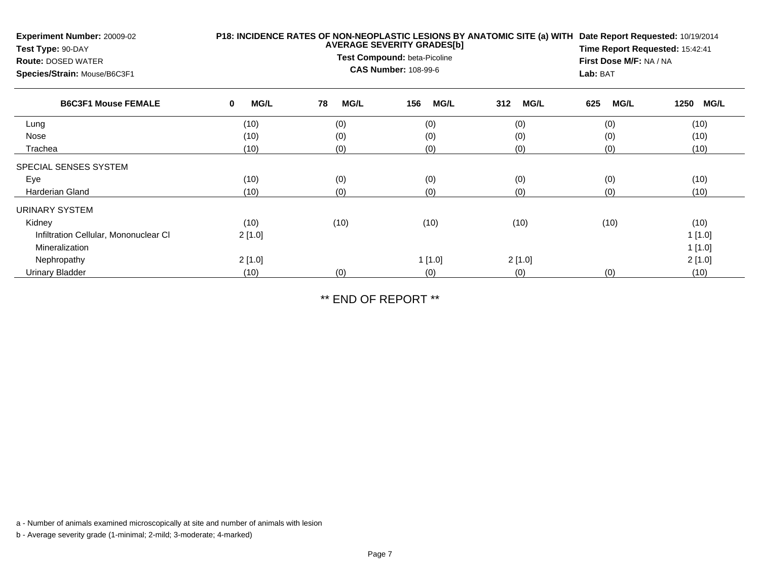**Experiment Number:** 20009-02
**Test Type:** 90-DAY
**Route:** DOSED WATER
**Species/Strain:** Mouse/B6C3F1

**P18: INCIDENCE RATES OF NON-NEOPLASTIC LESIONS BY ANATOMIC SITE (a) WITH AVERAGE SEVERITY GRADES[b]**
**Test Compound:** beta-Picoline
**CAS Number:** 108-99-6

**Date Report Requested:** 10/19/2014
**Time Report Requested:** 15:42:41
**First Dose M/F:** NA / NA
**Lab:** BAT

| B6C3F1 Mouse FEMALE | 0 MG/L | 78 MG/L | 156 MG/L | 312 MG/L | 625 MG/L | 1250 MG/L |
|---|---|---|---|---|---|---|
| Lung | (10) | (0) | (0) | (0) | (0) | (10) |
| Nose | (10) | (0) | (0) | (0) | (0) | (10) |
| Trachea | (10) | (0) | (0) | (0) | (0) | (10) |
| SPECIAL SENSES SYSTEM | | | | | | |
| Eye | (10) | (0) | (0) | (0) | (0) | (10) |
| Harderian Gland | (10) | (0) | (0) | (0) | (0) | (10) |
| URINARY SYSTEM | | | | | | |
| Kidney | (10) | (10) | (10) | (10) | (10) | (10) |
| Infiltration Cellular, Mononuclear Cl | 2 [1.0] | | | | | 1 [1.0] |
| Mineralization | | | | | | 1 [1.0] |
| Nephropathy | 2 [1.0] | | 1 [1.0] | 2 [1.0] | | 2 [1.0] |
| Urinary Bladder | (10) | (0) | (0) | (0) | (0) | (10) |

** END OF REPORT **

a - Number of animals examined microscopically at site and number of animals with lesion

b - Average severity grade (1-minimal; 2-mild; 3-moderate; 4-marked)